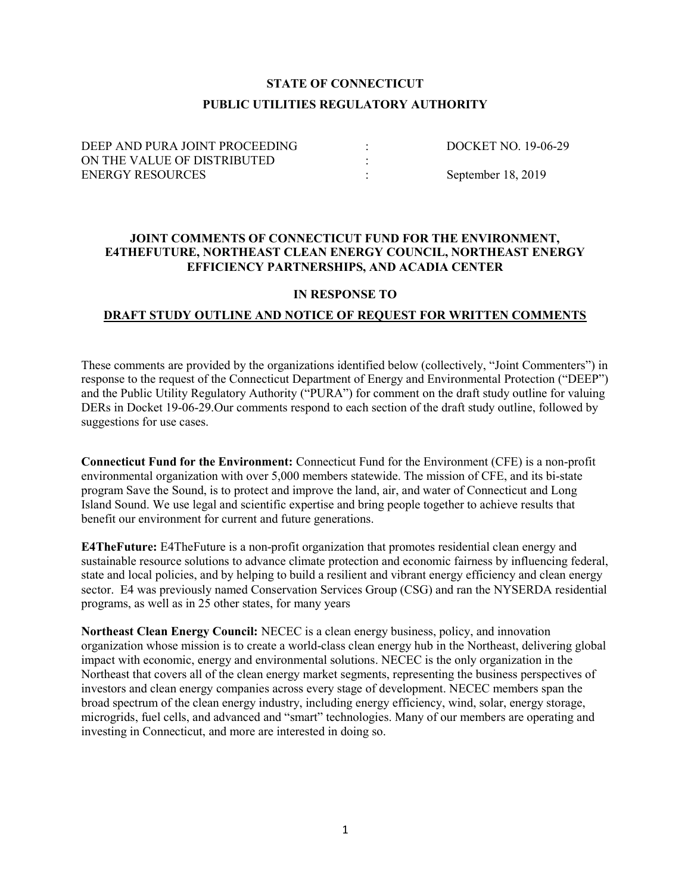**STATE OF CONNECTICUT**

**PUBLIC UTILITIES REGULATORY AUTHORITY**

| | | |
|---|---|---|
| DEEP AND PURA JOINT PROCEEDING | : | DOCKET NO. 19-06-29 |
| ON THE VALUE OF DISTRIBUTED | : | |
| ENERGY RESOURCES | : | September 18, 2019 |

**JOINT COMMENTS OF CONNECTICUT FUND FOR THE ENVIRONMENT, E4THEFUTURE, NORTHEAST CLEAN ENERGY COUNCIL, NORTHEAST ENERGY EFFICIENCY PARTNERSHIPS, AND ACADIA CENTER**

**IN RESPONSE TO**

**DRAFT STUDY OUTLINE AND NOTICE OF REQUEST FOR WRITTEN COMMENTS**

These comments are provided by the organizations identified below (collectively, "Joint Commenters") in response to the request of the Connecticut Department of Energy and Environmental Protection ("DEEP") and the Public Utility Regulatory Authority ("PURA") for comment on the draft study outline for valuing DERs in Docket 19-06-29.Our comments respond to each section of the draft study outline, followed by suggestions for use cases.

**Connecticut Fund for the Environment:** Connecticut Fund for the Environment (CFE) is a non-profit environmental organization with over 5,000 members statewide. The mission of CFE, and its bi-state program Save the Sound, is to protect and improve the land, air, and water of Connecticut and Long Island Sound. We use legal and scientific expertise and bring people together to achieve results that benefit our environment for current and future generations.

**E4TheFuture:** E4TheFuture is a non-profit organization that promotes residential clean energy and sustainable resource solutions to advance climate protection and economic fairness by influencing federal, state and local policies, and by helping to build a resilient and vibrant energy efficiency and clean energy sector. E4 was previously named Conservation Services Group (CSG) and ran the NYSERDA residential programs, as well as in 25 other states, for many years

**Northeast Clean Energy Council:** NECEC is a clean energy business, policy, and innovation organization whose mission is to create a world-class clean energy hub in the Northeast, delivering global impact with economic, energy and environmental solutions. NECEC is the only organization in the Northeast that covers all of the clean energy market segments, representing the business perspectives of investors and clean energy companies across every stage of development. NECEC members span the broad spectrum of the clean energy industry, including energy efficiency, wind, solar, energy storage, microgrids, fuel cells, and advanced and "smart" technologies. Many of our members are operating and investing in Connecticut, and more are interested in doing so.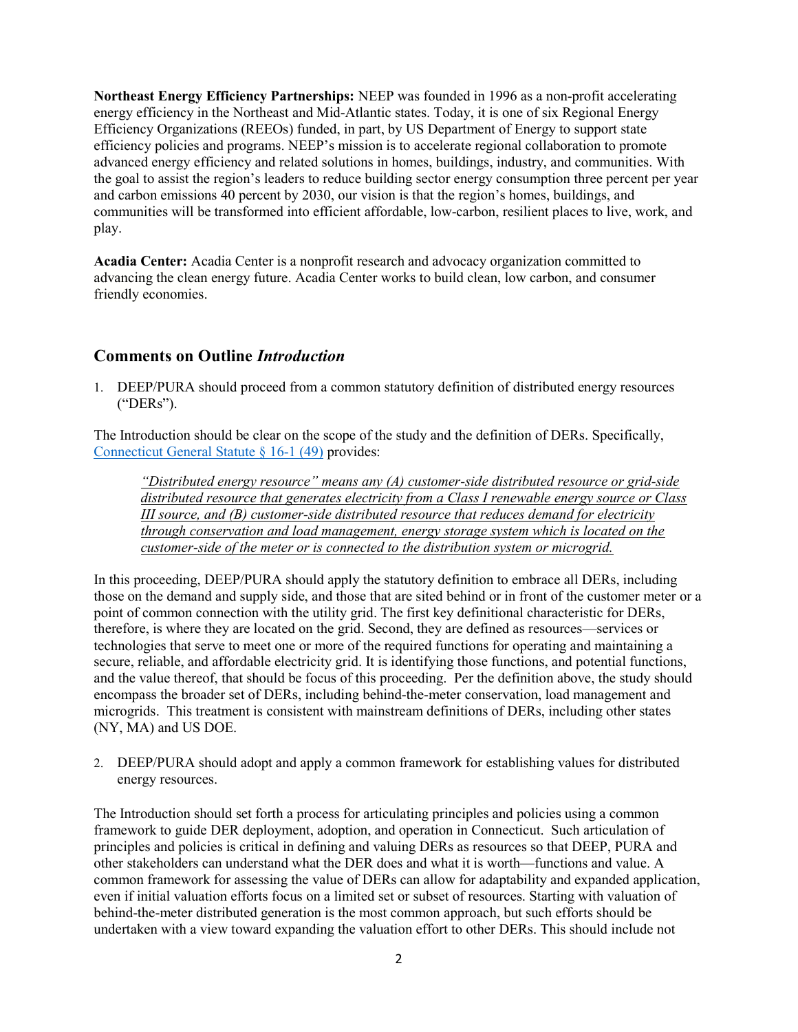**Northeast Energy Efficiency Partnerships:** NEEP was founded in 1996 as a non-profit accelerating energy efficiency in the Northeast and Mid-Atlantic states. Today, it is one of six Regional Energy Efficiency Organizations (REEOs) funded, in part, by US Department of Energy to support state efficiency policies and programs. NEEP's mission is to accelerate regional collaboration to promote advanced energy efficiency and related solutions in homes, buildings, industry, and communities. With the goal to assist the region's leaders to reduce building sector energy consumption three percent per year and carbon emissions 40 percent by 2030, our vision is that the region's homes, buildings, and communities will be transformed into efficient affordable, low-carbon, resilient places to live, work, and play.

**Acadia Center:** Acadia Center is a nonprofit research and advocacy organization committed to advancing the clean energy future. Acadia Center works to build clean, low carbon, and consumer friendly economies.

## Comments on Outline *Introduction*

1. DEEP/PURA should proceed from a common statutory definition of distributed energy resources ("DERs").

The Introduction should be clear on the scope of the study and the definition of DERs. Specifically, Connecticut General Statute § 16-1 (49) provides:

> *"Distributed energy resource" means any (A) customer-side distributed resource or grid-side distributed resource that generates electricity from a Class I renewable energy source or Class III source, and (B) customer-side distributed resource that reduces demand for electricity through conservation and load management, energy storage system which is located on the customer-side of the meter or is connected to the distribution system or microgrid.*

In this proceeding, DEEP/PURA should apply the statutory definition to embrace all DERs, including those on the demand and supply side, and those that are sited behind or in front of the customer meter or a point of common connection with the utility grid. The first key definitional characteristic for DERs, therefore, is where they are located on the grid. Second, they are defined as resources—services or technologies that serve to meet one or more of the required functions for operating and maintaining a secure, reliable, and affordable electricity grid. It is identifying those functions, and potential functions, and the value thereof, that should be focus of this proceeding. Per the definition above, the study should encompass the broader set of DERs, including behind-the-meter conservation, load management and microgrids. This treatment is consistent with mainstream definitions of DERs, including other states (NY, MA) and US DOE.

2. DEEP/PURA should adopt and apply a common framework for establishing values for distributed energy resources.

The Introduction should set forth a process for articulating principles and policies using a common framework to guide DER deployment, adoption, and operation in Connecticut. Such articulation of principles and policies is critical in defining and valuing DERs as resources so that DEEP, PURA and other stakeholders can understand what the DER does and what it is worth—functions and value. A common framework for assessing the value of DERs can allow for adaptability and expanded application, even if initial valuation efforts focus on a limited set or subset of resources. Starting with valuation of behind-the-meter distributed generation is the most common approach, but such efforts should be undertaken with a view toward expanding the valuation effort to other DERs. This should include not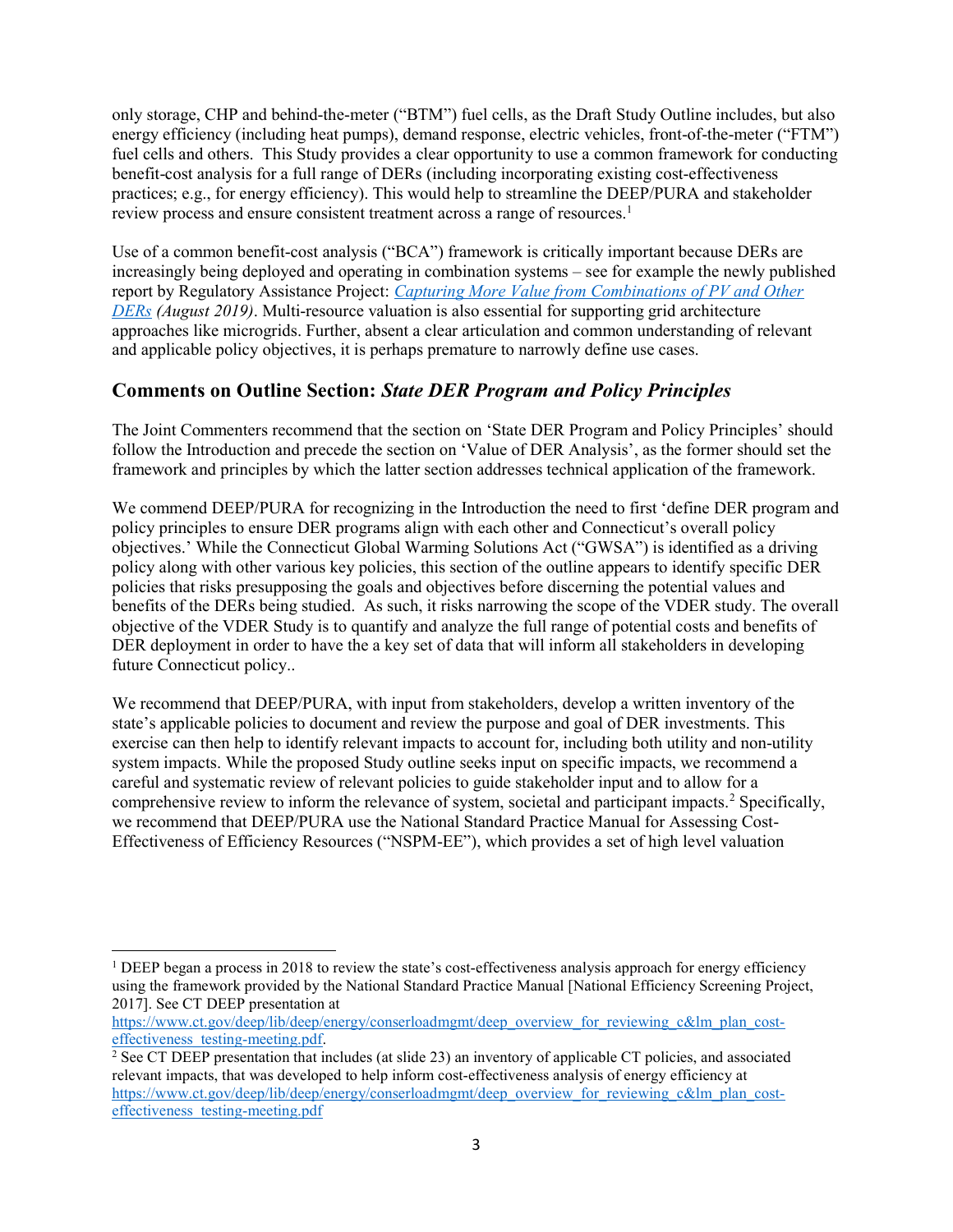only storage, CHP and behind-the-meter ("BTM") fuel cells, as the Draft Study Outline includes, but also energy efficiency (including heat pumps), demand response, electric vehicles, front-of-the-meter ("FTM") fuel cells and others. This Study provides a clear opportunity to use a common framework for conducting benefit-cost analysis for a full range of DERs (including incorporating existing cost-effectiveness practices; e.g., for energy efficiency). This would help to streamline the DEEP/PURA and stakeholder review process and ensure consistent treatment across a range of resources.[1]

Use of a common benefit-cost analysis ("BCA") framework is critically important because DERs are increasingly being deployed and operating in combination systems – see for example the newly published report by Regulatory Assistance Project: [*Capturing More Value from Combinations of PV and Other DERs*](#) *(August 2019)*. Multi-resource valuation is also essential for supporting grid architecture approaches like microgrids. Further, absent a clear articulation and common understanding of relevant and applicable policy objectives, it is perhaps premature to narrowly define use cases.

## Comments on Outline Section: *State DER Program and Policy Principles*

The Joint Commenters recommend that the section on 'State DER Program and Policy Principles' should follow the Introduction and precede the section on 'Value of DER Analysis', as the former should set the framework and principles by which the latter section addresses technical application of the framework.

We commend DEEP/PURA for recognizing in the Introduction the need to first 'define DER program and policy principles to ensure DER programs align with each other and Connecticut's overall policy objectives.' While the Connecticut Global Warming Solutions Act ("GWSA") is identified as a driving policy along with other various key policies, this section of the outline appears to identify specific DER policies that risks presupposing the goals and objectives before discerning the potential values and benefits of the DERs being studied. As such, it risks narrowing the scope of the VDER study. The overall objective of the VDER Study is to quantify and analyze the full range of potential costs and benefits of DER deployment in order to have the a key set of data that will inform all stakeholders in developing future Connecticut policy..

We recommend that DEEP/PURA, with input from stakeholders, develop a written inventory of the state's applicable policies to document and review the purpose and goal of DER investments. This exercise can then help to identify relevant impacts to account for, including both utility and non-utility system impacts. While the proposed Study outline seeks input on specific impacts, we recommend a careful and systematic review of relevant policies to guide stakeholder input and to allow for a comprehensive review to inform the relevance of system, societal and participant impacts.[2] Specifically, we recommend that DEEP/PURA use the National Standard Practice Manual for Assessing Cost-Effectiveness of Efficiency Resources ("NSPM-EE"), which provides a set of high level valuation

---

[1] DEEP began a process in 2018 to review the state's cost-effectiveness analysis approach for energy efficiency using the framework provided by the National Standard Practice Manual [National Efficiency Screening Project, 2017]. See CT DEEP presentation at https://www.ct.gov/deep/lib/deep/energy/conserloadmgmt/deep_overview_for_reviewing_c&lm_plan_cost-effectiveness_testing-meeting.pdf.

[2] See CT DEEP presentation that includes (at slide 23) an inventory of applicable CT policies, and associated relevant impacts, that was developed to help inform cost-effectiveness analysis of energy efficiency at https://www.ct.gov/deep/lib/deep/energy/conserloadmgmt/deep_overview_for_reviewing_c&lm_plan_cost-effectiveness_testing-meeting.pdf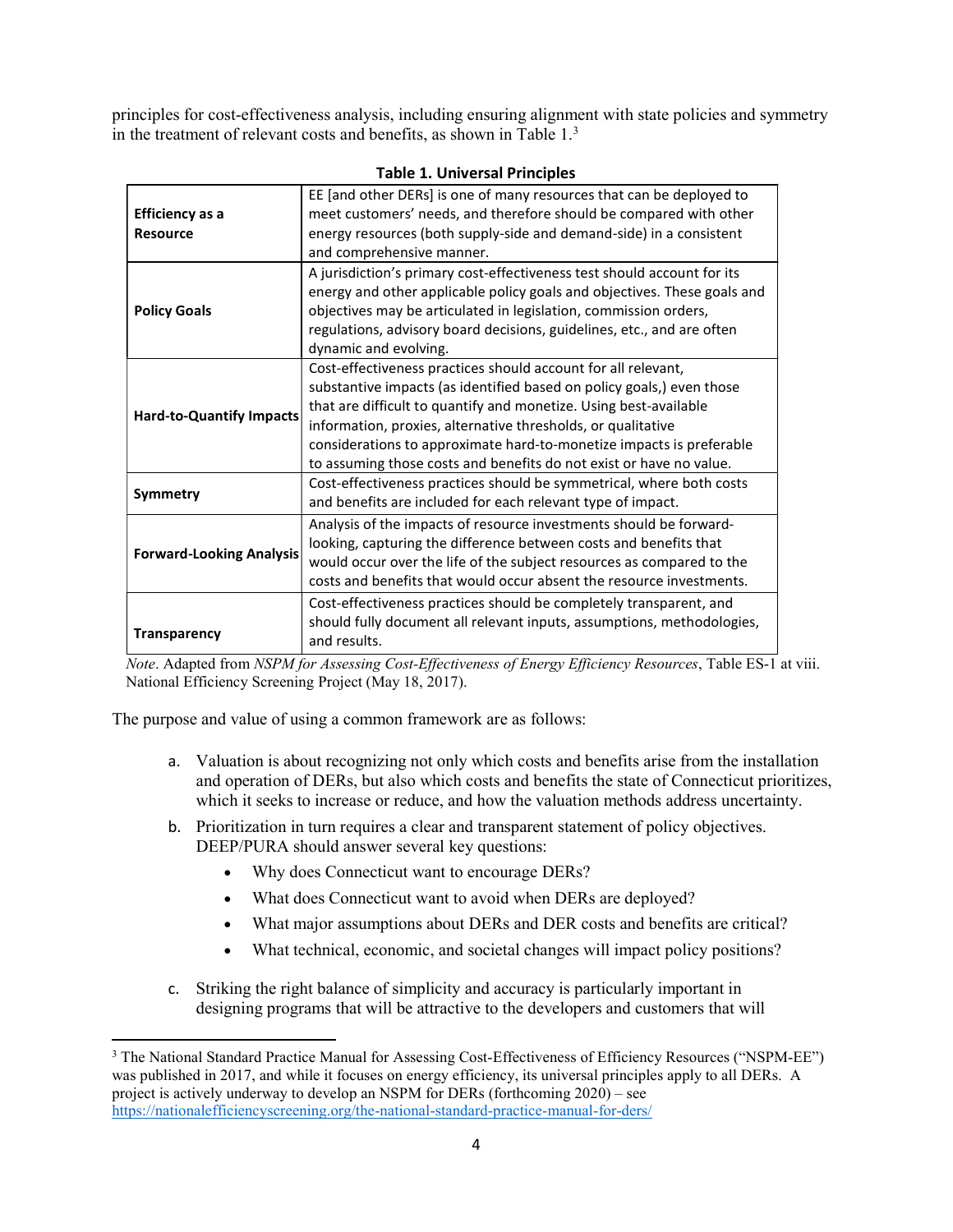principles for cost-effectiveness analysis, including ensuring alignment with state policies and symmetry in the treatment of relevant costs and benefits, as shown in Table 1.[3]

**Table 1. Universal Principles**

| | |
|---|---|
| **Efficiency as a Resource** | EE [and other DERs] is one of many resources that can be deployed to meet customers' needs, and therefore should be compared with other energy resources (both supply-side and demand-side) in a consistent and comprehensive manner. |
| **Policy Goals** | A jurisdiction's primary cost-effectiveness test should account for its energy and other applicable policy goals and objectives. These goals and objectives may be articulated in legislation, commission orders, regulations, advisory board decisions, guidelines, etc., and are often dynamic and evolving. |
| **Hard-to-Quantify Impacts** | Cost-effectiveness practices should account for all relevant, substantive impacts (as identified based on policy goals,) even those that are difficult to quantify and monetize. Using best-available information, proxies, alternative thresholds, or qualitative considerations to approximate hard-to-monetize impacts is preferable to assuming those costs and benefits do not exist or have no value. |
| **Symmetry** | Cost-effectiveness practices should be symmetrical, where both costs and benefits are included for each relevant type of impact. |
| **Forward-Looking Analysis** | Analysis of the impacts of resource investments should be forward-looking, capturing the difference between costs and benefits that would occur over the life of the subject resources as compared to the costs and benefits that would occur absent the resource investments. |
| **Transparency** | Cost-effectiveness practices should be completely transparent, and should fully document all relevant inputs, assumptions, methodologies, and results. |

*Note*. Adapted from *NSPM for Assessing Cost-Effectiveness of Energy Efficiency Resources*, Table ES-1 at viii. National Efficiency Screening Project (May 18, 2017).

The purpose and value of using a common framework are as follows:

a. Valuation is about recognizing not only which costs and benefits arise from the installation and operation of DERs, but also which costs and benefits the state of Connecticut prioritizes, which it seeks to increase or reduce, and how the valuation methods address uncertainty.

b. Prioritization in turn requires a clear and transparent statement of policy objectives. DEEP/PURA should answer several key questions:
   - Why does Connecticut want to encourage DERs?
   - What does Connecticut want to avoid when DERs are deployed?
   - What major assumptions about DERs and DER costs and benefits are critical?
   - What technical, economic, and societal changes will impact policy positions?

c. Striking the right balance of simplicity and accuracy is particularly important in designing programs that will be attractive to the developers and customers that will

[3] The National Standard Practice Manual for Assessing Cost-Effectiveness of Efficiency Resources ("NSPM-EE") was published in 2017, and while it focuses on energy efficiency, its universal principles apply to all DERs. A project is actively underway to develop an NSPM for DERs (forthcoming 2020) – see https://nationalefficiencyscreening.org/the-national-standard-practice-manual-for-ders/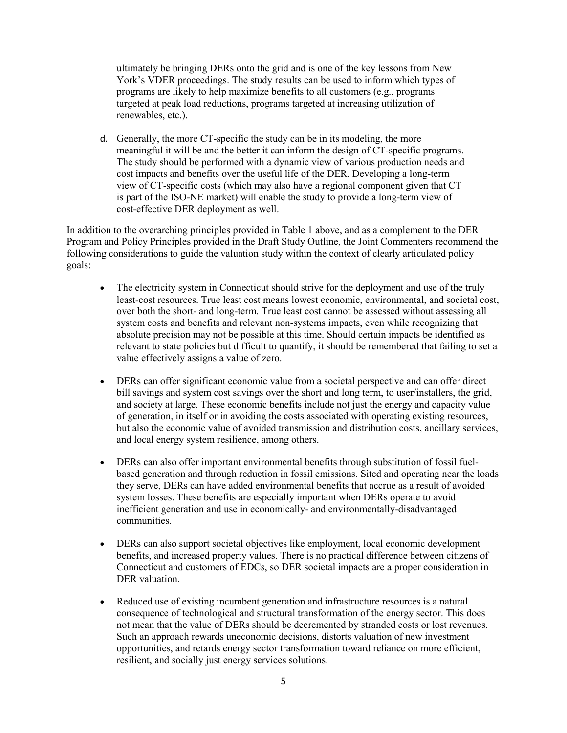ultimately be bringing DERs onto the grid and is one of the key lessons from New York's VDER proceedings. The study results can be used to inform which types of programs are likely to help maximize benefits to all customers (e.g., programs targeted at peak load reductions, programs targeted at increasing utilization of renewables, etc.).

d. Generally, the more CT-specific the study can be in its modeling, the more meaningful it will be and the better it can inform the design of CT-specific programs. The study should be performed with a dynamic view of various production needs and cost impacts and benefits over the useful life of the DER. Developing a long-term view of CT-specific costs (which may also have a regional component given that CT is part of the ISO-NE market) will enable the study to provide a long-term view of cost-effective DER deployment as well.

In addition to the overarching principles provided in Table 1 above, and as a complement to the DER Program and Policy Principles provided in the Draft Study Outline, the Joint Commenters recommend the following considerations to guide the valuation study within the context of clearly articulated policy goals:

- The electricity system in Connecticut should strive for the deployment and use of the truly least-cost resources. True least cost means lowest economic, environmental, and societal cost, over both the short- and long-term. True least cost cannot be assessed without assessing all system costs and benefits and relevant non-systems impacts, even while recognizing that absolute precision may not be possible at this time. Should certain impacts be identified as relevant to state policies but difficult to quantify, it should be remembered that failing to set a value effectively assigns a value of zero.

- DERs can offer significant economic value from a societal perspective and can offer direct bill savings and system cost savings over the short and long term, to user/installers, the grid, and society at large. These economic benefits include not just the energy and capacity value of generation, in itself or in avoiding the costs associated with operating existing resources, but also the economic value of avoided transmission and distribution costs, ancillary services, and local energy system resilience, among others.

- DERs can also offer important environmental benefits through substitution of fossil fuel-based generation and through reduction in fossil emissions. Sited and operating near the loads they serve, DERs can have added environmental benefits that accrue as a result of avoided system losses. These benefits are especially important when DERs operate to avoid inefficient generation and use in economically- and environmentally-disadvantaged communities.

- DERs can also support societal objectives like employment, local economic development benefits, and increased property values. There is no practical difference between citizens of Connecticut and customers of EDCs, so DER societal impacts are a proper consideration in DER valuation.

- Reduced use of existing incumbent generation and infrastructure resources is a natural consequence of technological and structural transformation of the energy sector. This does not mean that the value of DERs should be decremented by stranded costs or lost revenues. Such an approach rewards uneconomic decisions, distorts valuation of new investment opportunities, and retards energy sector transformation toward reliance on more efficient, resilient, and socially just energy services solutions.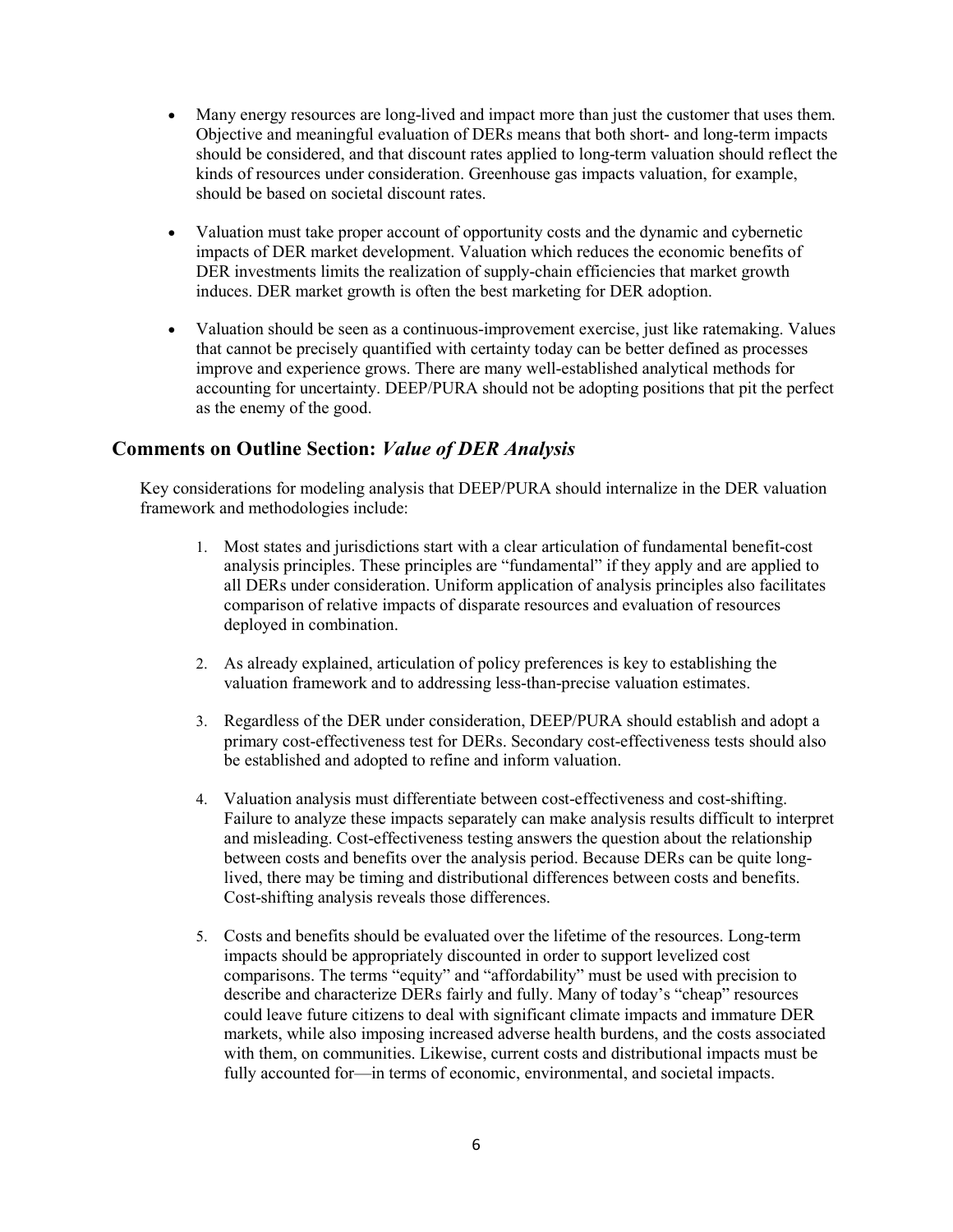- Many energy resources are long-lived and impact more than just the customer that uses them. Objective and meaningful evaluation of DERs means that both short- and long-term impacts should be considered, and that discount rates applied to long-term valuation should reflect the kinds of resources under consideration. Greenhouse gas impacts valuation, for example, should be based on societal discount rates.

- Valuation must take proper account of opportunity costs and the dynamic and cybernetic impacts of DER market development. Valuation which reduces the economic benefits of DER investments limits the realization of supply-chain efficiencies that market growth induces. DER market growth is often the best marketing for DER adoption.

- Valuation should be seen as a continuous-improvement exercise, just like ratemaking. Values that cannot be precisely quantified with certainty today can be better defined as processes improve and experience grows. There are many well-established analytical methods for accounting for uncertainty. DEEP/PURA should not be adopting positions that pit the perfect as the enemy of the good.

## Comments on Outline Section: *Value of DER Analysis*

Key considerations for modeling analysis that DEEP/PURA should internalize in the DER valuation framework and methodologies include:

1. Most states and jurisdictions start with a clear articulation of fundamental benefit-cost analysis principles. These principles are "fundamental" if they apply and are applied to all DERs under consideration. Uniform application of analysis principles also facilitates comparison of relative impacts of disparate resources and evaluation of resources deployed in combination.

2. As already explained, articulation of policy preferences is key to establishing the valuation framework and to addressing less-than-precise valuation estimates.

3. Regardless of the DER under consideration, DEEP/PURA should establish and adopt a primary cost-effectiveness test for DERs. Secondary cost-effectiveness tests should also be established and adopted to refine and inform valuation.

4. Valuation analysis must differentiate between cost-effectiveness and cost-shifting. Failure to analyze these impacts separately can make analysis results difficult to interpret and misleading. Cost-effectiveness testing answers the question about the relationship between costs and benefits over the analysis period. Because DERs can be quite long-lived, there may be timing and distributional differences between costs and benefits. Cost-shifting analysis reveals those differences.

5. Costs and benefits should be evaluated over the lifetime of the resources. Long-term impacts should be appropriately discounted in order to support levelized cost comparisons. The terms "equity" and "affordability" must be used with precision to describe and characterize DERs fairly and fully. Many of today's "cheap" resources could leave future citizens to deal with significant climate impacts and immature DER markets, while also imposing increased adverse health burdens, and the costs associated with them, on communities. Likewise, current costs and distributional impacts must be fully accounted for—in terms of economic, environmental, and societal impacts.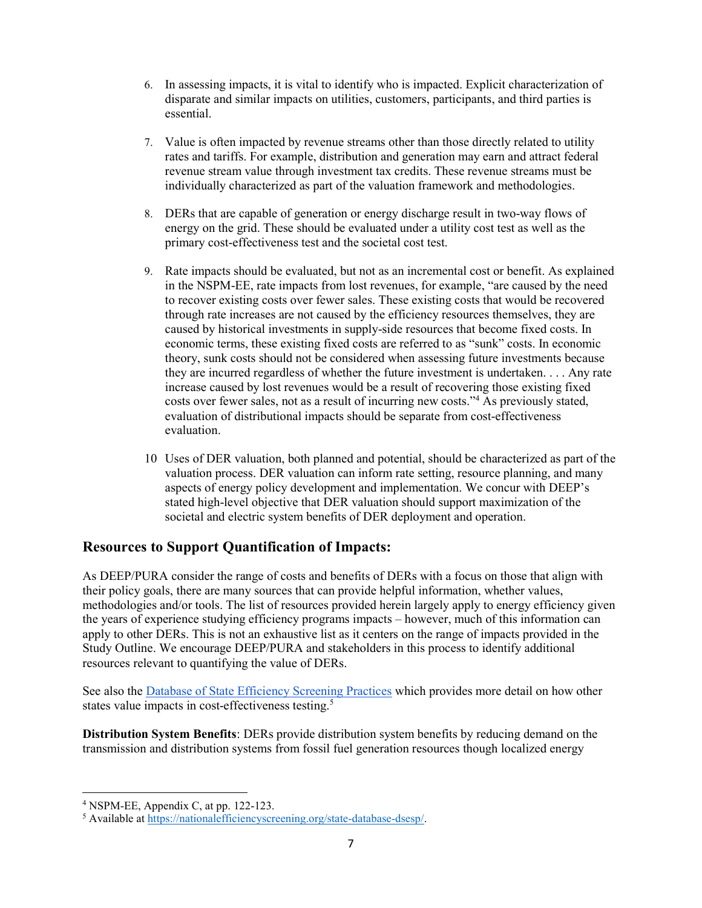6. In assessing impacts, it is vital to identify who is impacted. Explicit characterization of disparate and similar impacts on utilities, customers, participants, and third parties is essential.

7. Value is often impacted by revenue streams other than those directly related to utility rates and tariffs. For example, distribution and generation may earn and attract federal revenue stream value through investment tax credits. These revenue streams must be individually characterized as part of the valuation framework and methodologies.

8. DERs that are capable of generation or energy discharge result in two-way flows of energy on the grid. These should be evaluated under a utility cost test as well as the primary cost-effectiveness test and the societal cost test.

9. Rate impacts should be evaluated, but not as an incremental cost or benefit. As explained in the NSPM-EE, rate impacts from lost revenues, for example, "are caused by the need to recover existing costs over fewer sales. These existing costs that would be recovered through rate increases are not caused by the efficiency resources themselves, they are caused by historical investments in supply-side resources that become fixed costs. In economic terms, these existing fixed costs are referred to as "sunk" costs. In economic theory, sunk costs should not be considered when assessing future investments because they are incurred regardless of whether the future investment is undertaken. . . . Any rate increase caused by lost revenues would be a result of recovering those existing fixed costs over fewer sales, not as a result of incurring new costs."[4] As previously stated, evaluation of distributional impacts should be separate from cost-effectiveness evaluation.

10 Uses of DER valuation, both planned and potential, should be characterized as part of the valuation process. DER valuation can inform rate setting, resource planning, and many aspects of energy policy development and implementation. We concur with DEEP's stated high-level objective that DER valuation should support maximization of the societal and electric system benefits of DER deployment and operation.

## Resources to Support Quantification of Impacts:

As DEEP/PURA consider the range of costs and benefits of DERs with a focus on those that align with their policy goals, there are many sources that can provide helpful information, whether values, methodologies and/or tools. The list of resources provided herein largely apply to energy efficiency given the years of experience studying efficiency programs impacts – however, much of this information can apply to other DERs. This is not an exhaustive list as it centers on the range of impacts provided in the Study Outline. We encourage DEEP/PURA and stakeholders in this process to identify additional resources relevant to quantifying the value of DERs.

See also the [Database of State Efficiency Screening Practices](https://nationalefficiencyscreening.org/state-database-dsesp/) which provides more detail on how other states value impacts in cost-effectiveness testing.[5]

**Distribution System Benefits**: DERs provide distribution system benefits by reducing demand on the transmission and distribution systems from fossil fuel generation resources though localized energy

---

[4] NSPM-EE, Appendix C, at pp. 122-123.

[5] Available at https://nationalefficiencyscreening.org/state-database-dsesp/.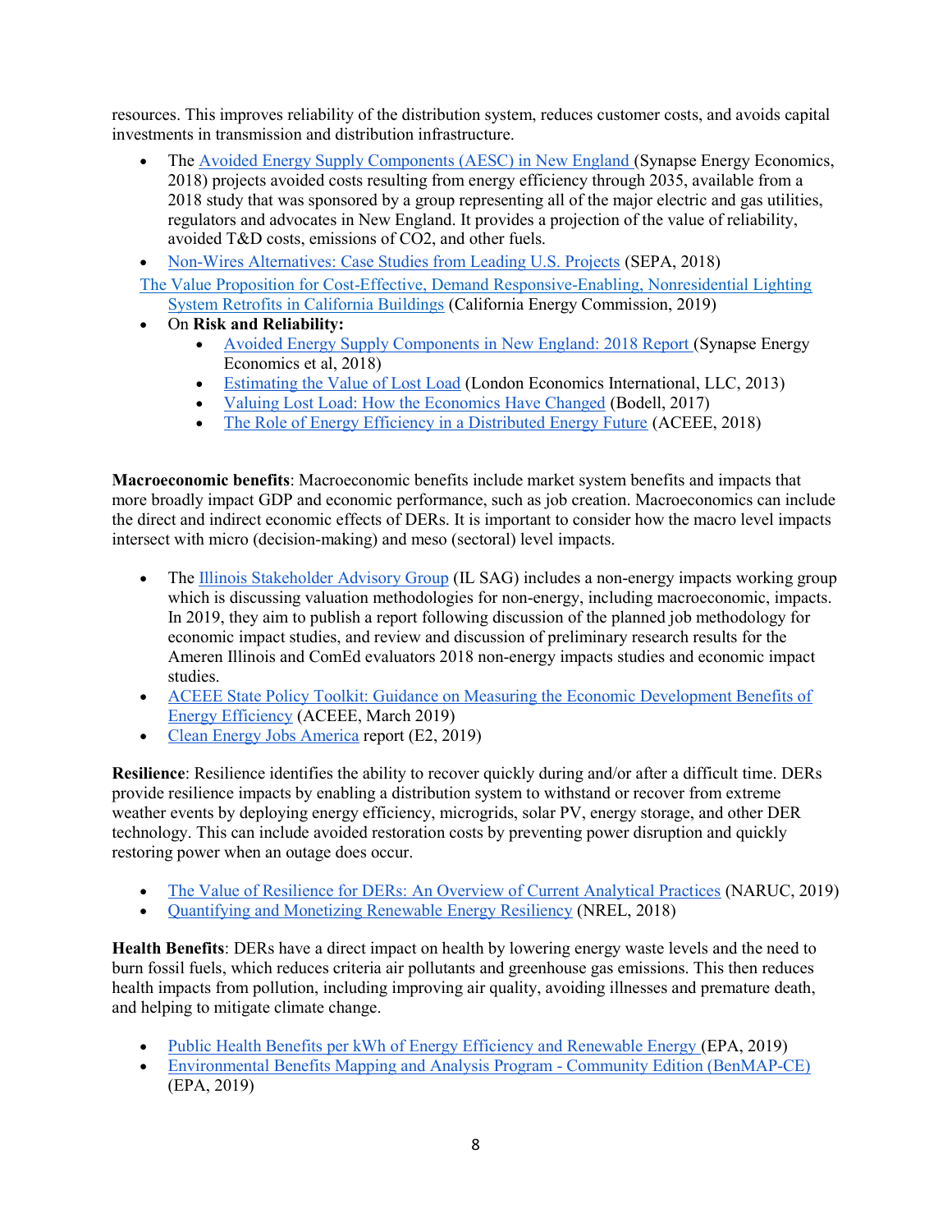resources. This improves reliability of the distribution system, reduces customer costs, and avoids capital investments in transmission and distribution infrastructure.

- The Avoided Energy Supply Components (AESC) in New England (Synapse Energy Economics, 2018) projects avoided costs resulting from energy efficiency through 2035, available from a 2018 study that was sponsored by a group representing all of the major electric and gas utilities, regulators and advocates in New England. It provides a projection of the value of reliability, avoided T&D costs, emissions of CO2, and other fuels.
- Non-Wires Alternatives: Case Studies from Leading U.S. Projects (SEPA, 2018)

The Value Proposition for Cost-Effective, Demand Responsive-Enabling, Nonresidential Lighting System Retrofits in California Buildings (California Energy Commission, 2019)

- On **Risk and Reliability:**
    - Avoided Energy Supply Components in New England: 2018 Report (Synapse Energy Economics et al, 2018)
    - Estimating the Value of Lost Load (London Economics International, LLC, 2013)
    - Valuing Lost Load: How the Economics Have Changed (Bodell, 2017)
    - The Role of Energy Efficiency in a Distributed Energy Future (ACEEE, 2018)

**Macroeconomic benefits**: Macroeconomic benefits include market system benefits and impacts that more broadly impact GDP and economic performance, such as job creation. Macroeconomics can include the direct and indirect economic effects of DERs. It is important to consider how the macro level impacts intersect with micro (decision-making) and meso (sectoral) level impacts.

- The Illinois Stakeholder Advisory Group (IL SAG) includes a non-energy impacts working group which is discussing valuation methodologies for non-energy, including macroeconomic, impacts. In 2019, they aim to publish a report following discussion of the planned job methodology for economic impact studies, and review and discussion of preliminary research results for the Ameren Illinois and ComEd evaluators 2018 non-energy impacts studies and economic impact studies.
- ACEEE State Policy Toolkit: Guidance on Measuring the Economic Development Benefits of Energy Efficiency (ACEEE, March 2019)
- Clean Energy Jobs America report (E2, 2019)

**Resilience**: Resilience identifies the ability to recover quickly during and/or after a difficult time. DERs provide resilience impacts by enabling a distribution system to withstand or recover from extreme weather events by deploying energy efficiency, microgrids, solar PV, energy storage, and other DER technology. This can include avoided restoration costs by preventing power disruption and quickly restoring power when an outage does occur.

- The Value of Resilience for DERs: An Overview of Current Analytical Practices (NARUC, 2019)
- Quantifying and Monetizing Renewable Energy Resiliency (NREL, 2018)

**Health Benefits**: DERs have a direct impact on health by lowering energy waste levels and the need to burn fossil fuels, which reduces criteria air pollutants and greenhouse gas emissions. This then reduces health impacts from pollution, including improving air quality, avoiding illnesses and premature death, and helping to mitigate climate change.

- Public Health Benefits per kWh of Energy Efficiency and Renewable Energy (EPA, 2019)
- Environmental Benefits Mapping and Analysis Program - Community Edition (BenMAP-CE) (EPA, 2019)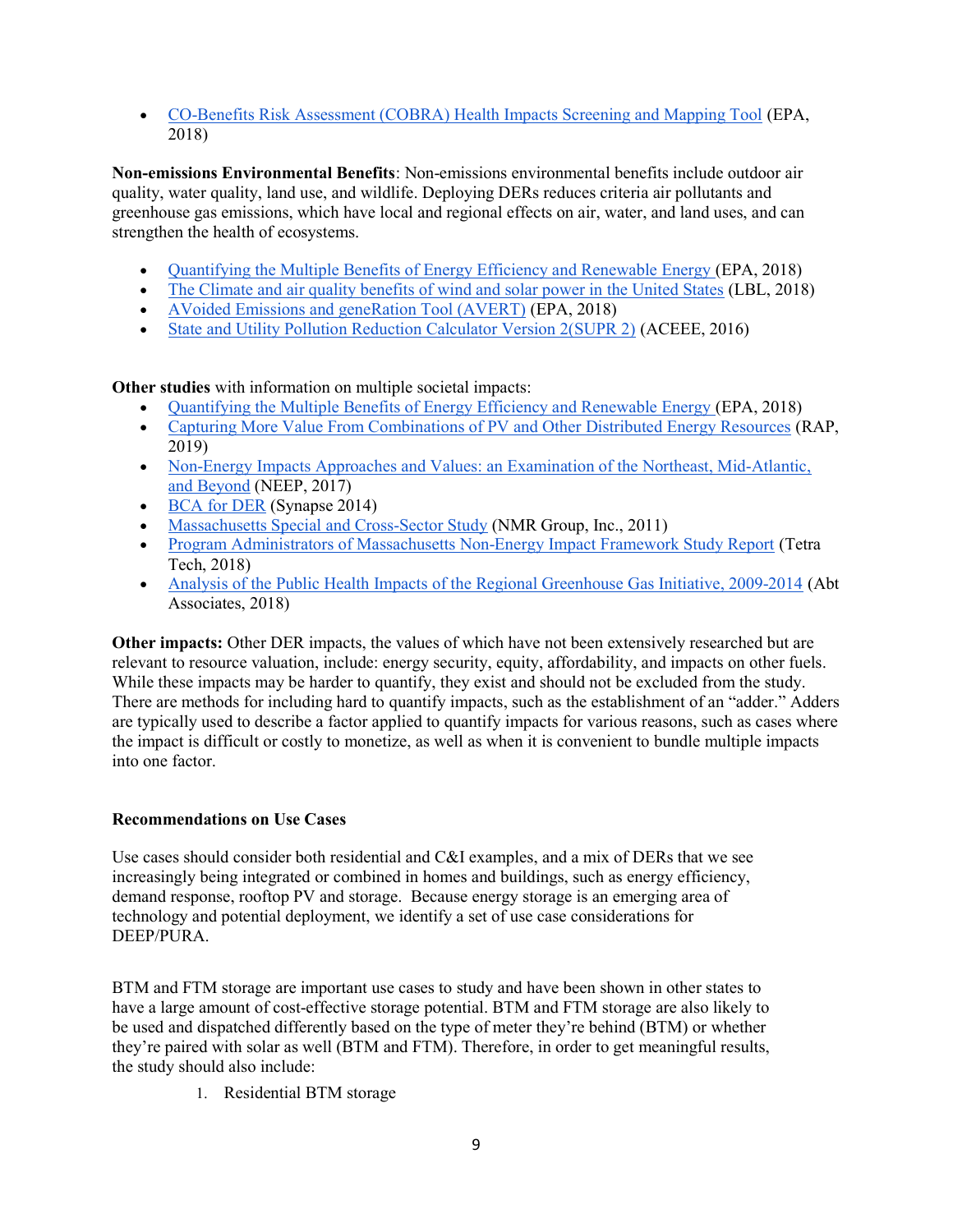- CO-Benefits Risk Assessment (COBRA) Health Impacts Screening and Mapping Tool (EPA, 2018)

**Non-emissions Environmental Benefits**: Non-emissions environmental benefits include outdoor air quality, water quality, land use, and wildlife. Deploying DERs reduces criteria air pollutants and greenhouse gas emissions, which have local and regional effects on air, water, and land uses, and can strengthen the health of ecosystems.

- Quantifying the Multiple Benefits of Energy Efficiency and Renewable Energy (EPA, 2018)
- The Climate and air quality benefits of wind and solar power in the United States (LBL, 2018)
- AVoided Emissions and geneRation Tool (AVERT) (EPA, 2018)
- State and Utility Pollution Reduction Calculator Version 2(SUPR 2) (ACEEE, 2016)

**Other studies** with information on multiple societal impacts:

- Quantifying the Multiple Benefits of Energy Efficiency and Renewable Energy (EPA, 2018)
- Capturing More Value From Combinations of PV and Other Distributed Energy Resources (RAP, 2019)
- Non-Energy Impacts Approaches and Values: an Examination of the Northeast, Mid-Atlantic, and Beyond (NEEP, 2017)
- BCA for DER (Synapse 2014)
- Massachusetts Special and Cross-Sector Study (NMR Group, Inc., 2011)
- Program Administrators of Massachusetts Non-Energy Impact Framework Study Report (Tetra Tech, 2018)
- Analysis of the Public Health Impacts of the Regional Greenhouse Gas Initiative, 2009-2014 (Abt Associates, 2018)

**Other impacts:** Other DER impacts, the values of which have not been extensively researched but are relevant to resource valuation, include: energy security, equity, affordability, and impacts on other fuels. While these impacts may be harder to quantify, they exist and should not be excluded from the study. There are methods for including hard to quantify impacts, such as the establishment of an "adder." Adders are typically used to describe a factor applied to quantify impacts for various reasons, such as cases where the impact is difficult or costly to monetize, as well as when it is convenient to bundle multiple impacts into one factor.

**Recommendations on Use Cases**

Use cases should consider both residential and C&I examples, and a mix of DERs that we see increasingly being integrated or combined in homes and buildings, such as energy efficiency, demand response, rooftop PV and storage. Because energy storage is an emerging area of technology and potential deployment, we identify a set of use case considerations for DEEP/PURA.

BTM and FTM storage are important use cases to study and have been shown in other states to have a large amount of cost-effective storage potential. BTM and FTM storage are also likely to be used and dispatched differently based on the type of meter they're behind (BTM) or whether they're paired with solar as well (BTM and FTM). Therefore, in order to get meaningful results, the study should also include:

1. Residential BTM storage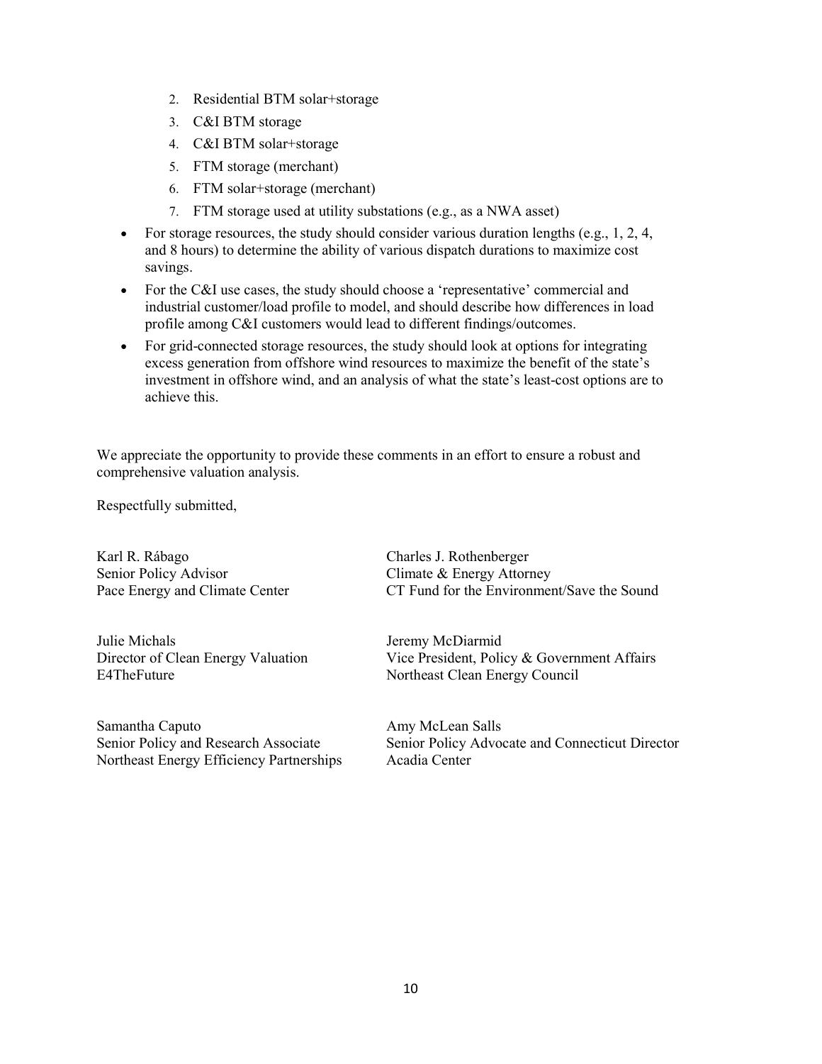2. Residential BTM solar+storage
3. C&I BTM storage
4. C&I BTM solar+storage
5. FTM storage (merchant)
6. FTM solar+storage (merchant)
7. FTM storage used at utility substations (e.g., as a NWA asset)

- For storage resources, the study should consider various duration lengths (e.g., 1, 2, 4, and 8 hours) to determine the ability of various dispatch durations to maximize cost savings.
- For the C&I use cases, the study should choose a 'representative' commercial and industrial customer/load profile to model, and should describe how differences in load profile among C&I customers would lead to different findings/outcomes.
- For grid-connected storage resources, the study should look at options for integrating excess generation from offshore wind resources to maximize the benefit of the state's investment in offshore wind, and an analysis of what the state's least-cost options are to achieve this.

We appreciate the opportunity to provide these comments in an effort to ensure a robust and comprehensive valuation analysis.

Respectfully submitted,

Karl R. Rábago
Senior Policy Advisor
Pace Energy and Climate Center

Charles J. Rothenberger
Climate & Energy Attorney
CT Fund for the Environment/Save the Sound

Julie Michals
Director of Clean Energy Valuation
E4TheFuture

Jeremy McDiarmid
Vice President, Policy & Government Affairs
Northeast Clean Energy Council

Samantha Caputo
Senior Policy and Research Associate
Northeast Energy Efficiency Partnerships

Amy McLean Salls
Senior Policy Advocate and Connecticut Director
Acadia Center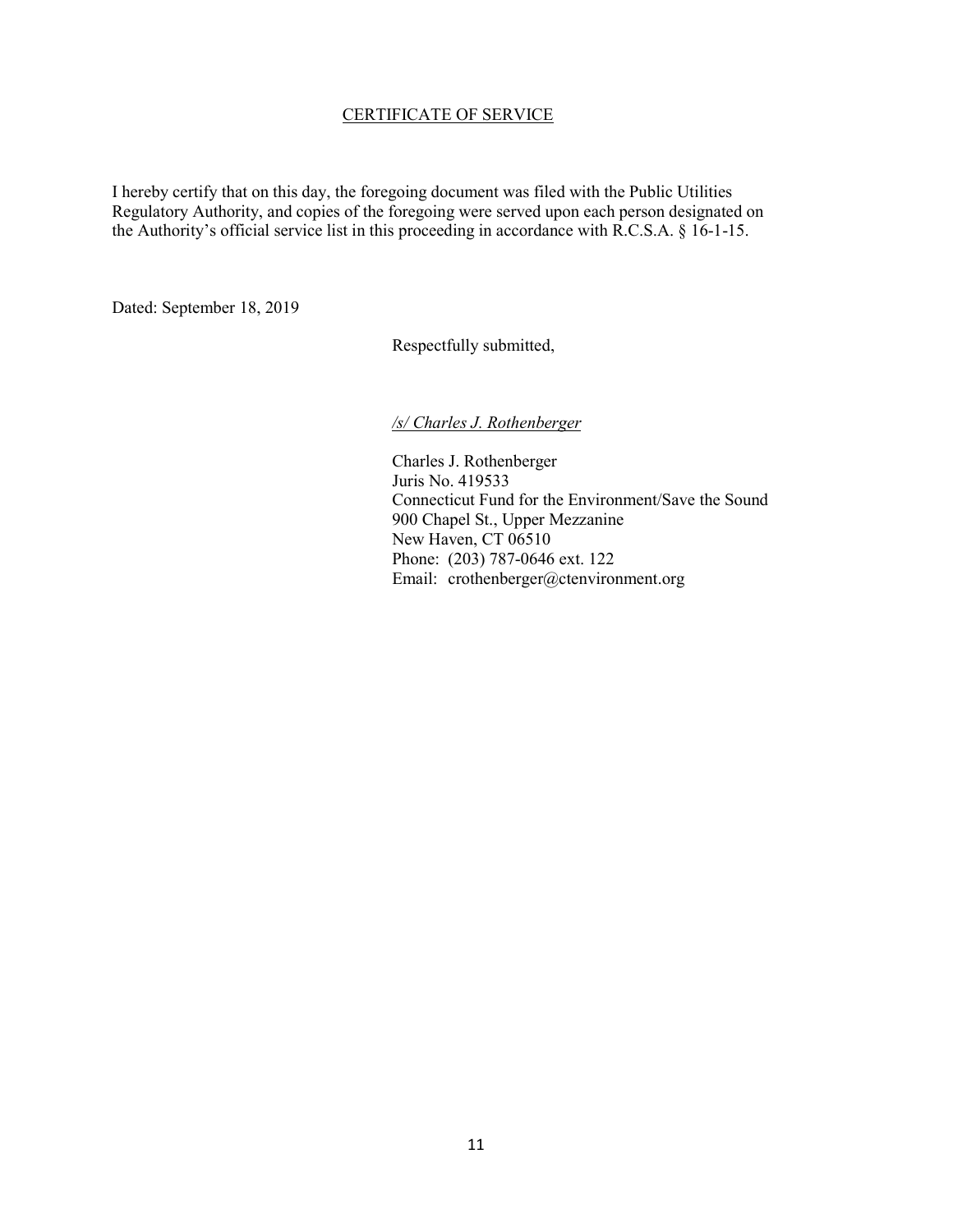## CERTIFICATE OF SERVICE

I hereby certify that on this day, the foregoing document was filed with the Public Utilities Regulatory Authority, and copies of the foregoing were served upon each person designated on the Authority's official service list in this proceeding in accordance with R.C.S.A. § 16-1-15.

Dated: September 18, 2019

Respectfully submitted,

*/s/ Charles J. Rothenberger*

Charles J. Rothenberger
Juris No. 419533
Connecticut Fund for the Environment/Save the Sound
900 Chapel St., Upper Mezzanine
New Haven, CT 06510
Phone: (203) 787-0646 ext. 122
Email: crothenberger@ctenvironment.org